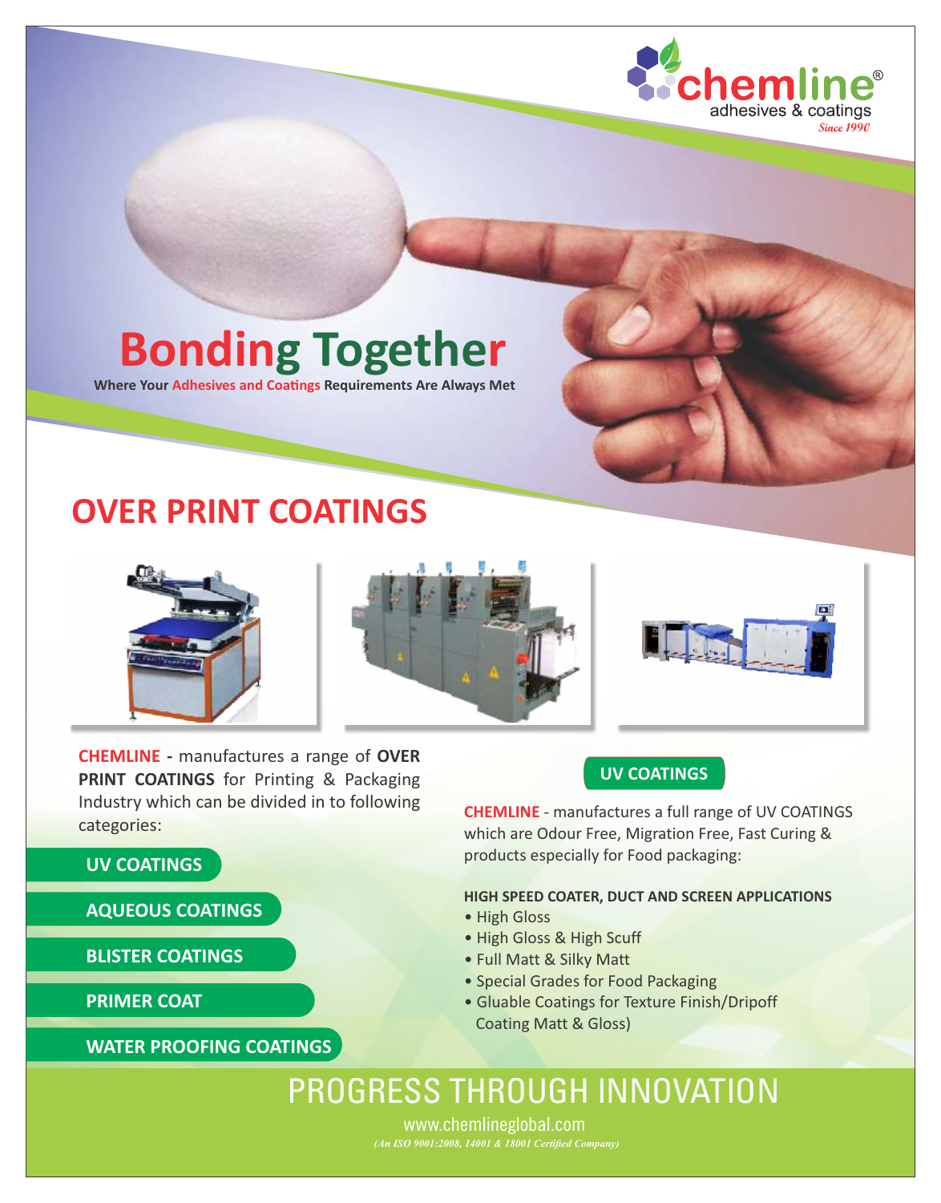chemline®
adhesives & coatings
*Since 1990*

# Bonding Together

**Where Your Adhesives and Coatings Requirements Are Always Met**

## OVER PRINT COATINGS

**CHEMLINE -** manufactures a range of **OVER PRINT COATINGS** for Printing & Packaging Industry which can be divided in to following categories:

- **UV COATINGS**
- **AQUEOUS COATINGS**
- **BLISTER COATINGS**
- **PRIMER COAT**
- **WATER PROOFING COATINGS**

### UV COATINGS

**CHEMLINE** - manufactures a full range of UV COATINGS which are Odour Free, Migration Free, Fast Curing & products especially for Food packaging:

**HIGH SPEED COATER, DUCT AND SCREEN APPLICATIONS**

- High Gloss
- High Gloss & High Scuff
- Full Matt & Silky Matt
- Special Grades for Food Packaging
- Gluable Coatings for Texture Finish/Dripoff Coating Matt & Gloss)

## PROGRESS THROUGH INNOVATION

www.chemlineglobal.com

*(An ISO 9001:2008, 14001 & 18001 Certified Company)*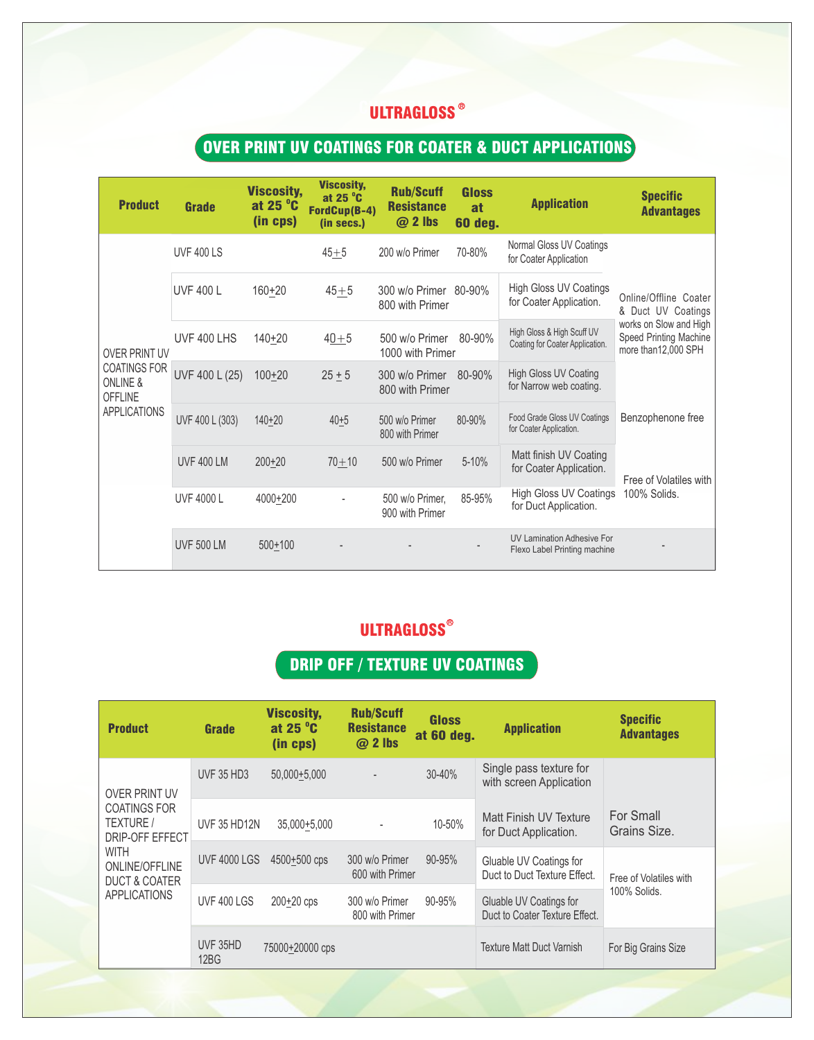## ULTRAGLOSS®

### OVER PRINT UV COATINGS FOR COATER & DUCT APPLICATIONS

| Product | Grade | Viscosity, at 25 °C (in cps) | Viscosity, at 25 °C FordCup(B-4) (in secs.) | Rub/Scuff Resistance @ 2 lbs | Gloss at 60 deg. | Application | Specific Advantages |
|---|---|---|---|---|---|---|---|
| OVER PRINT UV COATINGS FOR ONLINE & OFFLINE APPLICATIONS | UVF 400 LS | | 45±5 | 200 w/o Primer | 70-80% | Normal Gloss UV Coatings for Coater Application | Online/Offline Coater & Duct UV Coatings works on Slow and High Speed Printing Machine more than12,000 SPH |
| | UVF 400 L | 160±20 | 45±5 | 300 w/o Primer 800 with Primer | 80-90% | High Gloss UV Coatings for Coater Application. | |
| | UVF 400 LHS | 140±20 | 40±5 | 500 w/o Primer 1000 with Primer | 80-90% | High Gloss & High Scuff UV Coating for Coater Application. | |
| | UVF 400 L (25) | 100±20 | 25 ± 5 | 300 w/o Primer 800 with Primer | 80-90% | High Gloss UV Coating for Narrow web coating. | |
| | UVF 400 L (303) | 140±20 | 40±5 | 500 w/o Primer 800 with Primer | 80-90% | Food Grade Gloss UV Coatings for Coater Application. | Benzophenone free |
| | UVF 400 LM | 200±20 | 70±10 | 500 w/o Primer | 5-10% | Matt finish UV Coating for Coater Application. | Free of Volatiles with 100% Solids. |
| | UVF 4000 L | 4000±200 | - | 500 w/o Primer, 900 with Primer | 85-95% | High Gloss UV Coatings for Duct Application. | |
| | UVF 500 LM | 500±100 | - | - | - | UV Lamination Adhesive For Flexo Label Printing machine | - |

## ULTRAGLOSS®

### DRIP OFF / TEXTURE UV COATINGS

| Product | Grade | Viscosity, at 25 °C (in cps) | Rub/Scuff Resistance @ 2 lbs | Gloss at 60 deg. | Application | Specific Advantages |
|---|---|---|---|---|---|---|
| OVER PRINT UV COATINGS FOR TEXTURE / DRIP-OFF EFFECT WITH ONLINE/OFFLINE DUCT & COATER APPLICATIONS | UVF 35 HD3 | 50,000±5,000 | - | 30-40% | Single pass texture for with screen Application | For Small Grains Size. |
| | UVF 35 HD12N | 35,000±5,000 | - | 10-50% | Matt Finish UV Texture for Duct Application. | |
| | UVF 4000 LGS | 4500±500 cps | 300 w/o Primer 600 with Primer | 90-95% | Gluable UV Coatings for Duct to Duct Texture Effect. | Free of Volatiles with 100% Solids. |
| | UVF 400 LGS | 200±20 cps | 300 w/o Primer 800 with Primer | 90-95% | Gluable UV Coatings for Duct to Coater Texture Effect. | |
| | UVF 35HD 12BG | 75000±20000 cps | | | Texture Matt Duct Varnish | For Big Grains Size |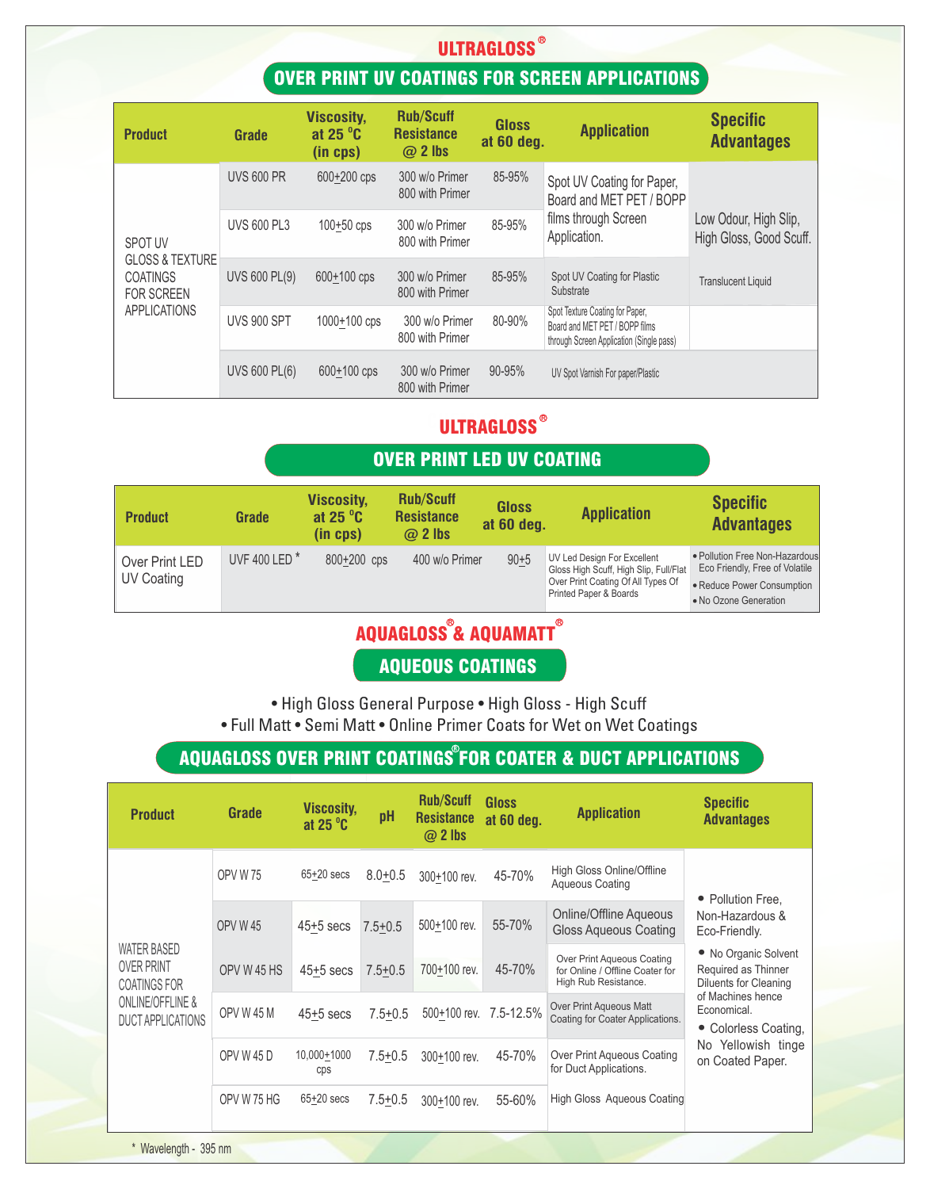## ULTRAGLOSS®

### OVER PRINT UV COATINGS FOR SCREEN APPLICATIONS

| Product | Grade | Viscosity, at 25 °C (in cps) | Rub/Scuff Resistance @ 2 lbs | Gloss at 60 deg. | Application | Specific Advantages |
|---|---|---|---|---|---|---|
| SPOT UV GLOSS & TEXTURE COATINGS FOR SCREEN APPLICATIONS | UVS 600 PR | 600±200 cps | 300 w/o Primer 800 with Primer | 85-95% | Spot UV Coating for Paper, Board and MET PET / BOPP films through Screen Application. | Low Odour, High Slip, High Gloss, Good Scuff. |
| | UVS 600 PL3 | 100±50 cps | 300 w/o Primer 800 with Primer | 85-95% | | |
| | UVS 600 PL(9) | 600±100 cps | 300 w/o Primer 800 with Primer | 85-95% | Spot UV Coating for Plastic Substrate | Translucent Liquid |
| | UVS 900 SPT | 1000±100 cps | 300 w/o Primer 800 with Primer | 80-90% | Spot Texture Coating for Paper, Board and MET PET / BOPP films through Screen Application (Single pass) | |
| | UVS 600 PL(6) | 600±100 cps | 300 w/o Primer 800 with Primer | 90-95% | UV Spot Varnish For paper/Plastic | |

## ULTRAGLOSS®

### OVER PRINT LED UV COATING

| Product | Grade | Viscosity, at 25 °C (in cps) | Rub/Scuff Resistance @ 2 lbs | Gloss at 60 deg. | Application | Specific Advantages |
|---|---|---|---|---|---|---|
| Over Print LED UV Coating | UVF 400 LED * | 800±200 cps | 400 w/o Primer | 90±5 | UV Led Design For Excellent Gloss High Scuff, High Slip, Full/Flat Over Print Coating Of All Types Of Printed Paper & Boards | • Pollution Free Non-Hazardous Eco Friendly, Free of Volatile<br>• Reduce Power Consumption<br>• No Ozone Generation |

## AQUAGLOSS® & AQUAMATT®

### AQUEOUS COATINGS

• High Gloss General Purpose • High Gloss - High Scuff
• Full Matt • Semi Matt • Online Primer Coats for Wet on Wet Coatings

### AQUAGLOSS® OVER PRINT COATINGS FOR COATER & DUCT APPLICATIONS

| Product | Grade | Viscosity, at 25 °C | pH | Rub/Scuff Resistance @ 2 lbs | Gloss at 60 deg. | Application | Specific Advantages |
|---|---|---|---|---|---|---|---|
| WATER BASED OVER PRINT COATINGS FOR ONLINE/OFFLINE & DUCT APPLICATIONS | OPV W 75 | 65±20 secs | 8.0±0.5 | 300±100 rev. | 45-70% | High Gloss Online/Offline Aqueous Coating | • Pollution Free, Non-Hazardous & Eco-Friendly.<br>• No Organic Solvent Required as Thinner Diluents for Cleaning of Machines hence Economical.<br>• Colorless Coating, No Yellowish tinge on Coated Paper. |
| | OPV W 45 | 45±5 secs | 7.5±0.5 | 500±100 rev. | 55-70% | Online/Offline Aqueous Gloss Aqueous Coating | |
| | OPV W 45 HS | 45±5 secs | 7.5±0.5 | 700±100 rev. | 45-70% | Over Print Aqueous Coating for Online / Offline Coater for High Rub Resistance. | |
| | OPV W 45 M | 45±5 secs | 7.5±0.5 | 500±100 rev. | 7.5-12.5% | Over Print Aqueous Matt Coating for Coater Applications. | |
| | OPV W 45 D | 10,000±1000 cps | 7.5±0.5 | 300±100 rev. | 45-70% | Over Print Aqueous Coating for Duct Applications. | |
| | OPV W 75 HG | 65±20 secs | 7.5±0.5 | 300±100 rev. | 55-60% | High Gloss Aqueous Coating | |

* Wavelength - 395 nm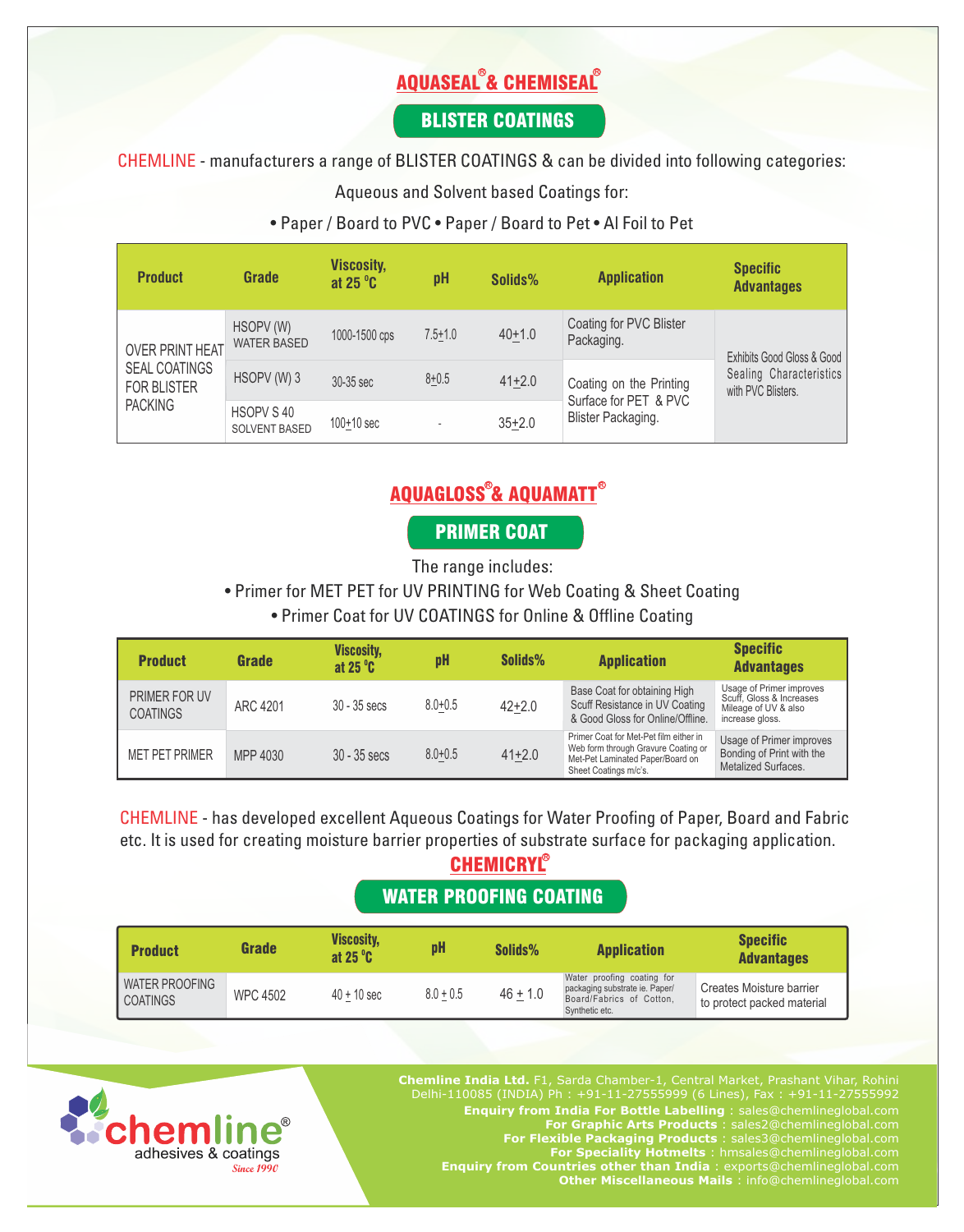## AQUASEAL® & CHEMISEAL®

### BLISTER COATINGS

CHEMLINE - manufacturers a range of BLISTER COATINGS & can be divided into following categories:

Aqueous and Solvent based Coatings for:

• Paper / Board to PVC • Paper / Board to Pet • Al Foil to Pet

| Product | Grade | Viscosity, at 25 °C | pH | Solids% | Application | Specific Advantages |
|---|---|---|---|---|---|---|
| OVER PRINT HEAT SEAL COATINGS FOR BLISTER PACKING | HSOPV (W) WATER BASED | 1000-1500 cps | 7.5±1.0 | 40±1.0 | Coating for PVC Blister Packaging. | Exhibits Good Gloss & Good Sealing Characteristics with PVC Blisters. |
| | HSOPV (W) 3 | 30-35 sec | 8±0.5 | 41±2.0 | Coating on the Printing Surface for PET & PVC Blister Packaging. | |
| | HSOPV S 40 SOLVENT BASED | 100±10 sec | - | 35±2.0 | | |

## AQUAGLOSS® & AQUAMATT®

### PRIMER COAT

The range includes:

• Primer for MET PET for UV PRINTING for Web Coating & Sheet Coating

• Primer Coat for UV COATINGS for Online & Offline Coating

| Product | Grade | Viscosity, at 25 °C | pH | Solids% | Application | Specific Advantages |
|---|---|---|---|---|---|---|
| PRIMER FOR UV COATINGS | ARC 4201 | 30 - 35 secs | 8.0±0.5 | 42±2.0 | Base Coat for obtaining High Scuff Resistance in UV Coating & Good Gloss for Online/Offline. | Usage of Primer improves Scuff, Gloss & Increases Mileage of UV & also increase gloss. |
| MET PET PRIMER | MPP 4030 | 30 - 35 secs | 8.0±0.5 | 41±2.0 | Primer Coat for Met-Pet film either in Web form through Gravure Coating or Met-Pet Laminated Paper/Board on Sheet Coatings m/c's. | Usage of Primer improves Bonding of Print with the Metalized Surfaces. |

CHEMLINE - has developed excellent Aqueous Coatings for Water Proofing of Paper, Board and Fabric etc. It is used for creating moisture barrier properties of substrate surface for packaging application.

## CHEMICRYL®

### WATER PROOFING COATING

| Product | Grade | Viscosity, at 25 °C | pH | Solids% | Application | Specific Advantages |
|---|---|---|---|---|---|---|
| WATER PROOFING COATINGS | WPC 4502 | 40 ± 10 sec | 8.0 ± 0.5 | 46 ± 1.0 | Water proofing coating for packaging substrate ie. Paper/ Board/Fabrics of Cotton, Synthetic etc. | Creates Moisture barrier to protect packed material |

chemline® adhesives & coatings *Since 1990*

**Chemline India Ltd.** F1, Sarda Chamber-1, Central Market, Prashant Vihar, Rohini Delhi-110085 (INDIA) Ph : +91-11-27555999 (6 Lines), Fax : +91-11-27555992

**Enquiry from India For Bottle Labelling** : sales@chemlineglobal.com
**For Graphic Arts Products** : sales2@chemlineglobal.com
**For Flexible Packaging Products** : sales3@chemlineglobal.com
**For Speciality Hotmelts** : hmsales@chemlineglobal.com
**Enquiry from Countries other than India** : exports@chemlineglobal.com
**Other Miscellaneous Mails** : info@chemlineglobal.com